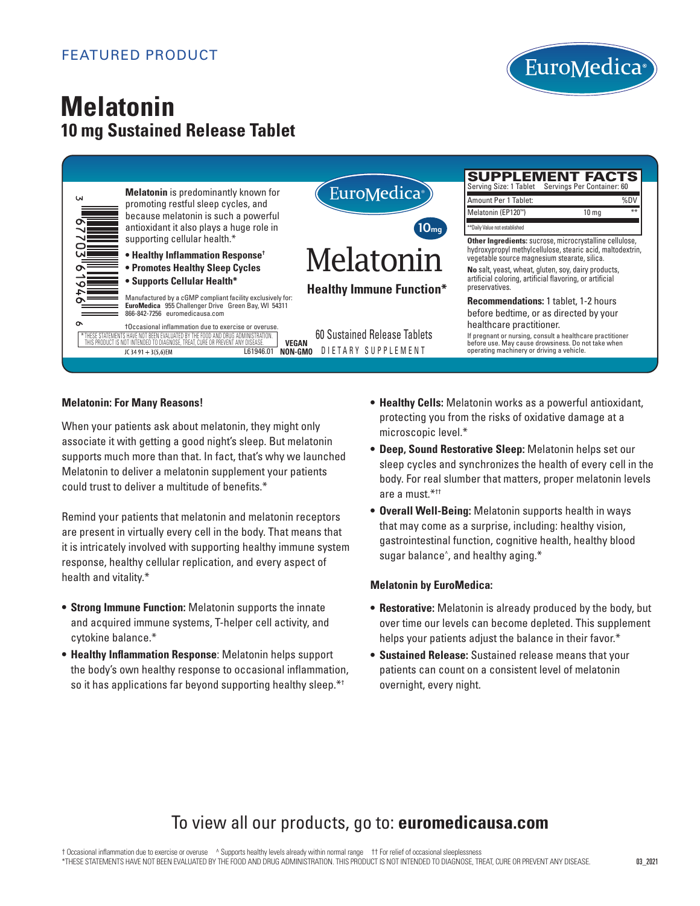FEATURED PRODUCT

EuroMedica®

# Melatonin

## 10 mg Sustained Release Tablet

**Melatonin** is predominantly known for promoting restful sleep cycles, and because melatonin is such a powerful antioxidant it also plays a huge role in supporting cellular health.*

- **Healthy Inflammation Response†**
- **Promotes Healthy Sleep Cycles**
- **Supports Cellular Health***

Manufactured by a cGMP compliant facility exclusively for:
**EuroMedica** 955 Challenger Drive Green Bay, WI 54311
866-842-7256 euromedicausa.com

†Occasional inflammation due to exercise or overuse.

*THESE STATEMENTS HAVE NOT BEEN EVALUATED BY THE FOOD AND DRUG ADMINISTRATION. THIS PRODUCT IS NOT INTENDED TO DIAGNOSE, TREAT, CURE OR PREVENT ANY DISEASE.

JC 34 91 + 3(5,6)EM L61946.01

VEGAN NON-GMO

EuroMedica®

10mg

Melatonin

**Healthy Immune Function***

60 Sustained Release Tablets

DIETARY SUPPLEMENT

**SUPPLEMENT FACTS**

Serving Size: 1 Tablet Servings Per Container: 60

| Amount Per 1 Tablet: | | %DV |
|---|---|---|
| Melatonin (EP120™) | 10 mg | ** |

**Daily Value not established

**Other Ingredients:** sucrose, microcrystalline cellulose, hydroxypropyl methylcellulose, stearic acid, maltodextrin, vegetable source magnesium stearate, silica.

**No** salt, yeast, wheat, gluten, soy, dairy products, artificial coloring, artificial flavoring, or artificial preservatives.

**Recommendations:** 1 tablet, 1-2 hours before bedtime, or as directed by your healthcare practitioner.

If pregnant or nursing, consult a healthcare practitioner before use. May cause drowsiness. Do not take when operating machinery or driving a vehicle.

**Melatonin: For Many Reasons!**

When your patients ask about melatonin, they might only associate it with getting a good night's sleep. But melatonin supports much more than that. In fact, that's why we launched Melatonin to deliver a melatonin supplement your patients could trust to deliver a multitude of benefits.*

Remind your patients that melatonin and melatonin receptors are present in virtually every cell in the body. That means that it is intricately involved with supporting healthy immune system response, healthy cellular replication, and every aspect of health and vitality.*

- **Strong Immune Function:** Melatonin supports the innate and acquired immune systems, T-helper cell activity, and cytokine balance.*
- **Healthy Inflammation Response**: Melatonin helps support the body's own healthy response to occasional inflammation, so it has applications far beyond supporting healthy sleep.*†
- **Healthy Cells:** Melatonin works as a powerful antioxidant, protecting you from the risks of oxidative damage at a microscopic level.*
- **Deep, Sound Restorative Sleep:** Melatonin helps set our sleep cycles and synchronizes the health of every cell in the body. For real slumber that matters, proper melatonin levels are a must.*††
- **Overall Well-Being:** Melatonin supports health in ways that may come as a surprise, including: healthy vision, gastrointestinal function, cognitive health, healthy blood sugar balance^, and healthy aging.*

**Melatonin by EuroMedica:**

- **Restorative:** Melatonin is already produced by the body, but over time our levels can become depleted. This supplement helps your patients adjust the balance in their favor.*
- **Sustained Release:** Sustained release means that your patients can count on a consistent level of melatonin overnight, every night.

To view all our products, go to: **euromedicausa.com**

† Occasional inflammation due to exercise or overuse ^ Supports healthy levels already within normal range †† For relief of occasional sleeplessness

*THESE STATEMENTS HAVE NOT BEEN EVALUATED BY THE FOOD AND DRUG ADMINISTRATION. THIS PRODUCT IS NOT INTENDED TO DIAGNOSE, TREAT, CURE OR PREVENT ANY DISEASE.

03_2021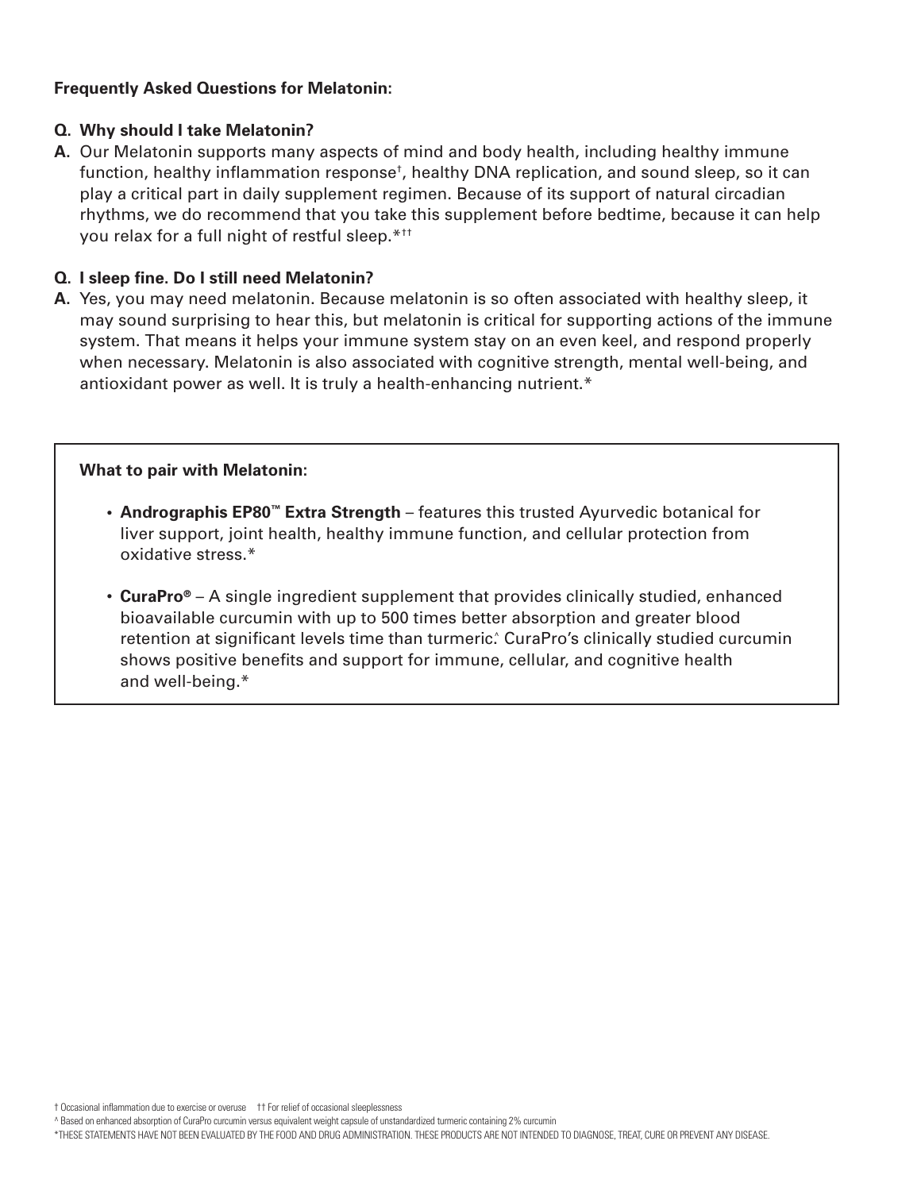**Frequently Asked Questions for Melatonin:**

**Q. Why should I take Melatonin?**

**A.** Our Melatonin supports many aspects of mind and body health, including healthy immune function, healthy inflammation response†, healthy DNA replication, and sound sleep, so it can play a critical part in daily supplement regimen. Because of its support of natural circadian rhythms, we do recommend that you take this supplement before bedtime, because it can help you relax for a full night of restful sleep.*††

**Q. I sleep fine. Do I still need Melatonin?**

**A.** Yes, you may need melatonin. Because melatonin is so often associated with healthy sleep, it may sound surprising to hear this, but melatonin is critical for supporting actions of the immune system. That means it helps your immune system stay on an even keel, and respond properly when necessary. Melatonin is also associated with cognitive strength, mental well-being, and antioxidant power as well. It is truly a health-enhancing nutrient.*

**What to pair with Melatonin:**

- **Andrographis EP80™ Extra Strength** – features this trusted Ayurvedic botanical for liver support, joint health, healthy immune function, and cellular protection from oxidative stress.*
- **CuraPro®** – A single ingredient supplement that provides clinically studied, enhanced bioavailable curcumin with up to 500 times better absorption and greater blood retention at significant levels time than turmeric.^ CuraPro's clinically studied curcumin shows positive benefits and support for immune, cellular, and cognitive health and well-being.*

† Occasional inflammation due to exercise or overuse †† For relief of occasional sleeplessness

^ Based on enhanced absorption of CuraPro curcumin versus equivalent weight capsule of unstandardized turmeric containing 2% curcumin

*THESE STATEMENTS HAVE NOT BEEN EVALUATED BY THE FOOD AND DRUG ADMINISTRATION. THESE PRODUCTS ARE NOT INTENDED TO DIAGNOSE, TREAT, CURE OR PREVENT ANY DISEASE.